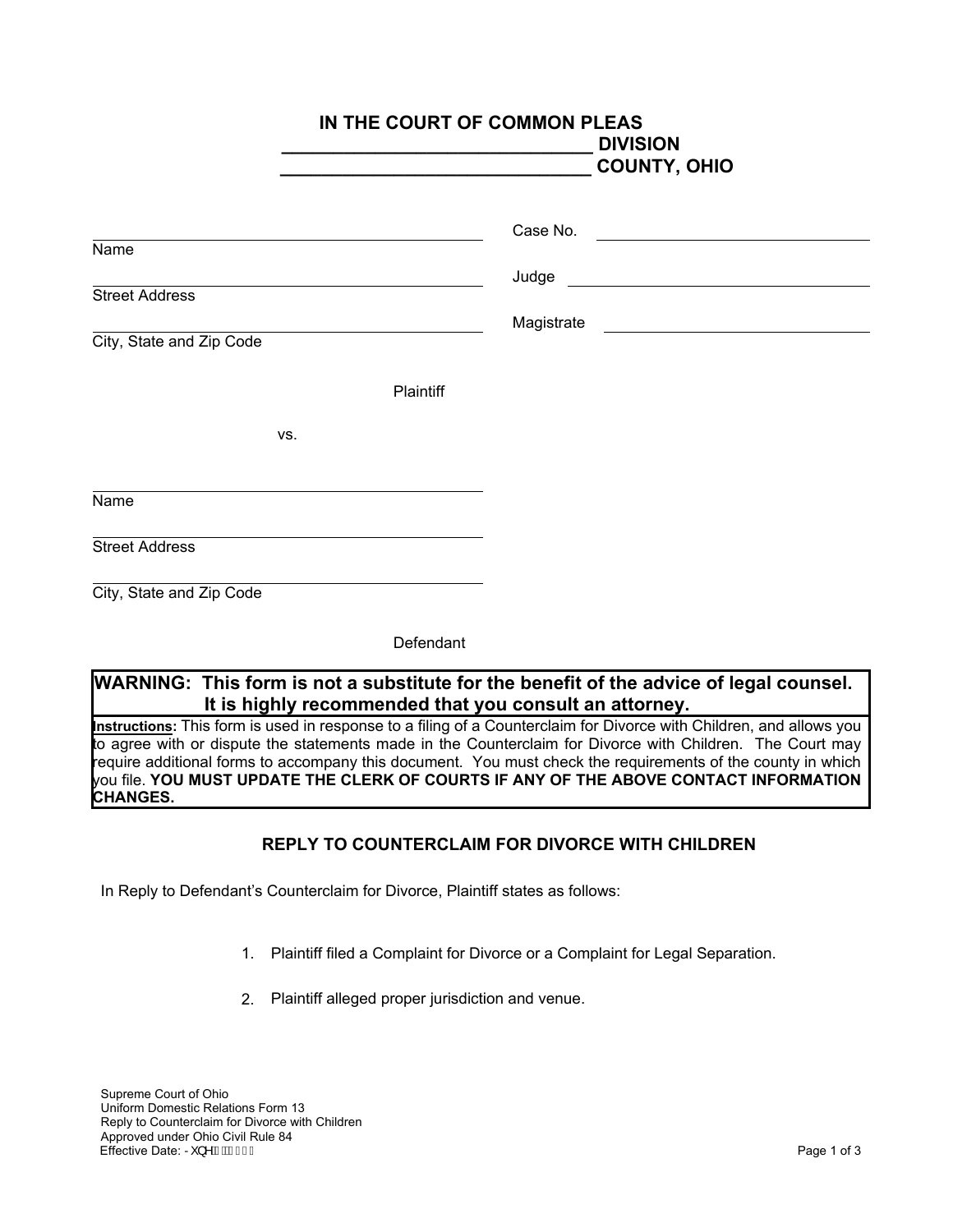# IN THE COURT OF COMMON PLEAS
## ______________________________ DIVISION
## ______________________________ COUNTY, OHIO

| | | |
|---|---|---|
| ______________________________ | Case No. | ______________________________ |
| Name | | |
| ______________________________ | Judge | ______________________________ |
| Street Address | | |
| ______________________________ | Magistrate | ______________________________ |
| City, State and Zip Code | | |

Plaintiff

vs.

______________________________
Name

______________________________
Street Address

______________________________
City, State and Zip Code

Defendant

**WARNING: This form is not a substitute for the benefit of the advice of legal counsel. It is highly recommended that you consult an attorney.**

**Instructions:** This form is used in response to a filing of a Counterclaim for Divorce with Children, and allows you to agree with or dispute the statements made in the Counterclaim for Divorce with Children. The Court may require additional forms to accompany this document. You must check the requirements of the county in which you file. **YOU MUST UPDATE THE CLERK OF COURTS IF ANY OF THE ABOVE CONTACT INFORMATION CHANGES.**

## REPLY TO COUNTERCLAIM FOR DIVORCE WITH CHILDREN

In Reply to Defendant's Counterclaim for Divorce, Plaintiff states as follows:

1. Plaintiff filed a Complaint for Divorce or a Complaint for Legal Separation.

2. Plaintiff alleged proper jurisdiction and venue.

Supreme Court of Ohio
Uniform Domestic Relations Form 13
Reply to Counterclaim for Divorce with Children
Approved under Ohio Civil Rule 84
Effective Date: -XQH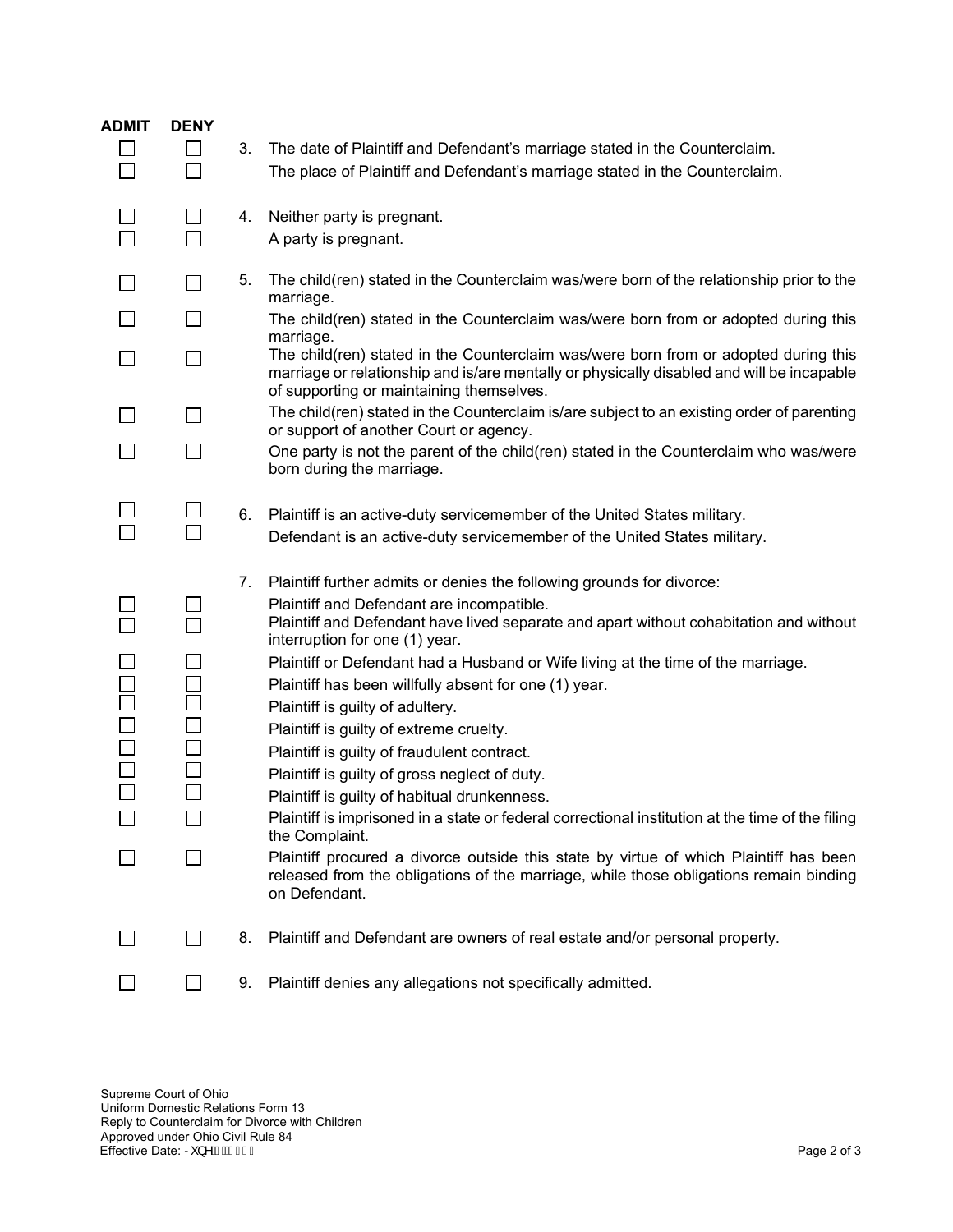| ADMIT | DENY | | |
|---|---|---|---|
| ☐ | ☐ | 3. | The date of Plaintiff and Defendant's marriage stated in the Counterclaim. |
| ☐ | ☐ | | The place of Plaintiff and Defendant's marriage stated in the Counterclaim. |
| ☐ | ☐ | 4. | Neither party is pregnant. |
| ☐ | ☐ | | A party is pregnant. |
| ☐ | ☐ | 5. | The child(ren) stated in the Counterclaim was/were born of the relationship prior to the marriage. |
| ☐ | ☐ | | The child(ren) stated in the Counterclaim was/were born from or adopted during this marriage. |
| ☐ | ☐ | | The child(ren) stated in the Counterclaim was/were born from or adopted during this marriage or relationship and is/are mentally or physically disabled and will be incapable of supporting or maintaining themselves. |
| ☐ | ☐ | | The child(ren) stated in the Counterclaim is/are subject to an existing order of parenting or support of another Court or agency. |
| ☐ | ☐ | | One party is not the parent of the child(ren) stated in the Counterclaim who was/were born during the marriage. |
| ☐ | ☐ | 6. | Plaintiff is an active-duty servicemember of the United States military. |
| ☐ | ☐ | | Defendant is an active-duty servicemember of the United States military. |
| | | 7. | Plaintiff further admits or denies the following grounds for divorce: |
| ☐ | ☐ | | Plaintiff and Defendant are incompatible. |
| ☐ | ☐ | | Plaintiff and Defendant have lived separate and apart without cohabitation and without interruption for one (1) year. |
| ☐ | ☐ | | Plaintiff or Defendant had a Husband or Wife living at the time of the marriage. |
| ☐ | ☐ | | Plaintiff has been willfully absent for one (1) year. |
| ☐ | ☐ | | Plaintiff is guilty of adultery. |
| ☐ | ☐ | | Plaintiff is guilty of extreme cruelty. |
| ☐ | ☐ | | Plaintiff is guilty of fraudulent contract. |
| ☐ | ☐ | | Plaintiff is guilty of gross neglect of duty. |
| ☐ | ☐ | | Plaintiff is guilty of habitual drunkenness. |
| ☐ | ☐ | | Plaintiff is imprisoned in a state or federal correctional institution at the time of the filing the Complaint. |
| ☐ | ☐ | | Plaintiff procured a divorce outside this state by virtue of which Plaintiff has been released from the obligations of the marriage, while those obligations remain binding on Defendant. |
| ☐ | ☐ | 8. | Plaintiff and Defendant are owners of real estate and/or personal property. |
| ☐ | ☐ | 9. | Plaintiff denies any allegations not specifically admitted. |

Supreme Court of Ohio
Uniform Domestic Relations Form 13
Reply to Counterclaim for Divorce with Children
Approved under Ohio Civil Rule 84
Effective Date: June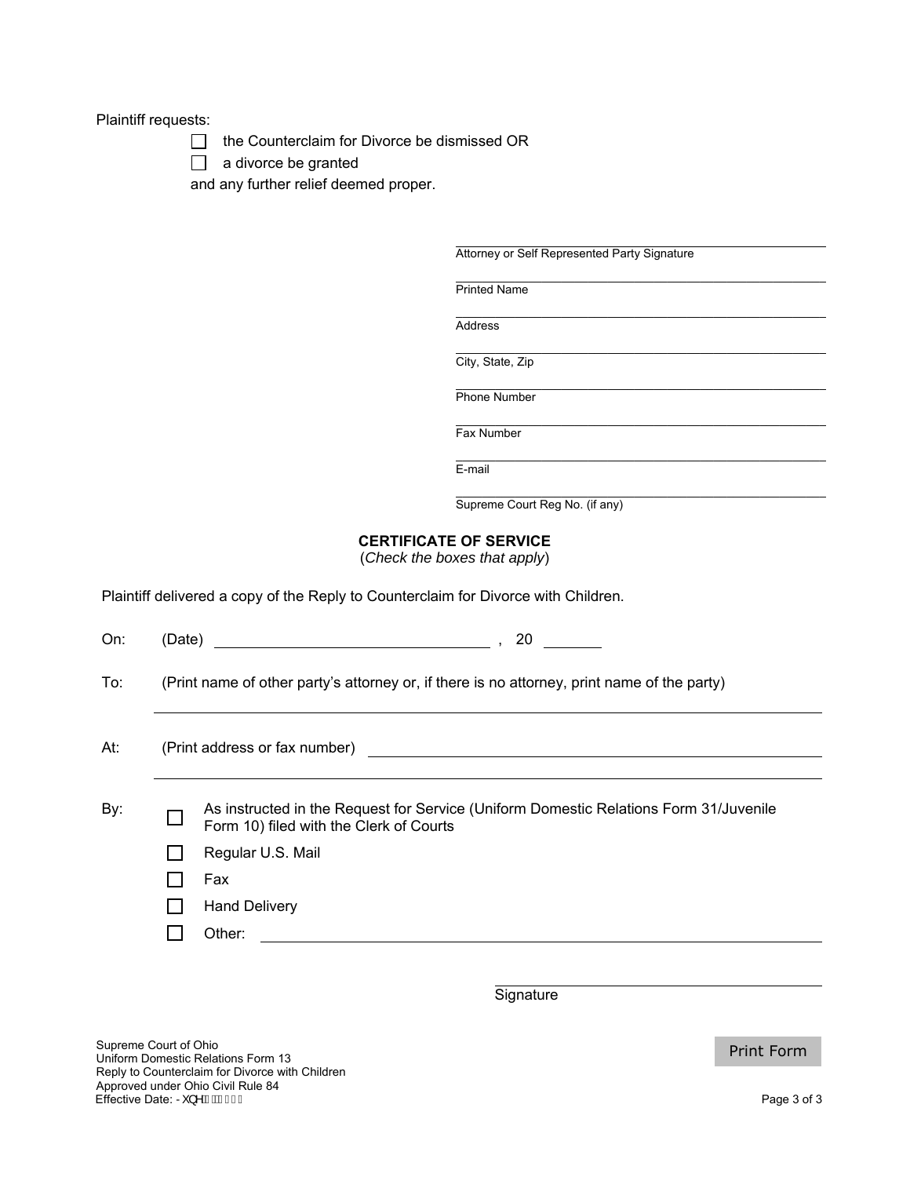Plaintiff requests:

☐ the Counterclaim for Divorce be dismissed OR

☐ a divorce be granted

and any further relief deemed proper.

\_\_\_\_\_\_\_\_\_\_\_\_\_\_\_\_\_\_\_\_\_\_\_\_\_\_\_\_\_\_\_\_\_\_\_\_\_\_\_\_
Attorney or Self Represented Party Signature

\_\_\_\_\_\_\_\_\_\_\_\_\_\_\_\_\_\_\_\_\_\_\_\_\_\_\_\_\_\_\_\_\_\_\_\_\_\_\_\_
Printed Name

\_\_\_\_\_\_\_\_\_\_\_\_\_\_\_\_\_\_\_\_\_\_\_\_\_\_\_\_\_\_\_\_\_\_\_\_\_\_\_\_
Address

\_\_\_\_\_\_\_\_\_\_\_\_\_\_\_\_\_\_\_\_\_\_\_\_\_\_\_\_\_\_\_\_\_\_\_\_\_\_\_\_
City, State, Zip

\_\_\_\_\_\_\_\_\_\_\_\_\_\_\_\_\_\_\_\_\_\_\_\_\_\_\_\_\_\_\_\_\_\_\_\_\_\_\_\_
Phone Number

\_\_\_\_\_\_\_\_\_\_\_\_\_\_\_\_\_\_\_\_\_\_\_\_\_\_\_\_\_\_\_\_\_\_\_\_\_\_\_\_
Fax Number

\_\_\_\_\_\_\_\_\_\_\_\_\_\_\_\_\_\_\_\_\_\_\_\_\_\_\_\_\_\_\_\_\_\_\_\_\_\_\_\_
E-mail

\_\_\_\_\_\_\_\_\_\_\_\_\_\_\_\_\_\_\_\_\_\_\_\_\_\_\_\_\_\_\_\_\_\_\_\_\_\_\_\_
Supreme Court Reg No. (if any)

**CERTIFICATE OF SERVICE**
(*Check the boxes that apply*)

Plaintiff delivered a copy of the Reply to Counterclaim for Divorce with Children.

On: (Date) \_\_\_\_\_\_\_\_\_\_\_\_\_\_\_\_\_\_\_\_\_\_\_\_\_\_\_\_\_\_ , 20 \_\_\_\_\_\_\_

To: (Print name of other party's attorney or, if there is no attorney, print name of the party)

\_\_\_\_\_\_\_\_\_\_\_\_\_\_\_\_\_\_\_\_\_\_\_\_\_\_\_\_\_\_\_\_\_\_\_\_\_\_\_\_\_\_\_\_\_\_\_\_\_\_\_\_\_\_\_\_\_\_\_\_\_\_\_\_\_\_\_\_

At: (Print address or fax number) \_\_\_\_\_\_\_\_\_\_\_\_\_\_\_\_\_\_\_\_\_\_\_\_\_\_\_\_\_\_\_\_\_\_\_\_\_\_\_\_\_\_\_\_

\_\_\_\_\_\_\_\_\_\_\_\_\_\_\_\_\_\_\_\_\_\_\_\_\_\_\_\_\_\_\_\_\_\_\_\_\_\_\_\_\_\_\_\_\_\_\_\_\_\_\_\_\_\_\_\_\_\_\_\_\_\_\_\_\_\_\_\_

By:

☐ As instructed in the Request for Service (Uniform Domestic Relations Form 31/Juvenile Form 10) filed with the Clerk of Courts

☐ Regular U.S. Mail

☐ Fax

☐ Hand Delivery

☐ Other: \_\_\_\_\_\_\_\_\_\_\_\_\_\_\_\_\_\_\_\_\_\_\_\_\_\_\_\_\_\_\_\_\_\_\_\_\_\_\_\_\_\_\_\_\_\_\_\_\_\_\_\_

\_\_\_\_\_\_\_\_\_\_\_\_\_\_\_\_\_\_\_\_\_\_\_\_\_\_\_\_\_\_\_\_\_\_\_\_\_\_\_\_
Signature

Supreme Court of Ohio
Uniform Domestic Relations Form 13
Reply to Counterclaim for Divorce with Children
Approved under Ohio Civil Rule 84
Effective Date: June 2013